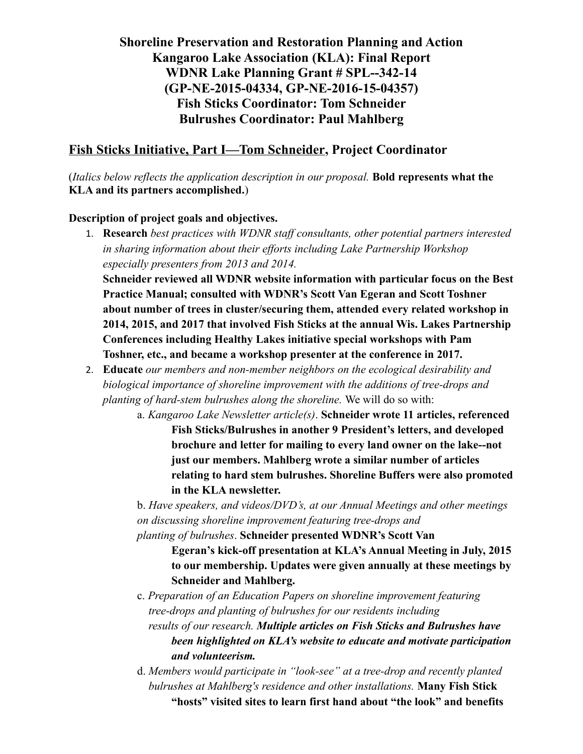# Shoreline Preservation and Restoration Planning and Action
# Kangaroo Lake Association (KLA): Final Report
# WDNR Lake Planning Grant # SPL--342-14
# (GP-NE-2015-04334, GP-NE-2016-15-04357)
# Fish Sticks Coordinator: Tom Schneider
# Bulrushes Coordinator: Paul Mahlberg

## <u>Fish Sticks Initiative, Part I—Tom Schneider</u>, Project Coordinator

(*Italics below reflects the application description in our proposal.* **Bold represents what the KLA and its partners accomplished.**)

**Description of project goals and objectives.**

1. **Research** *best practices with WDNR staff consultants, other potential partners interested in sharing information about their efforts including Lake Partnership Workshop especially presenters from 2013 and 2014.*
   **Schneider reviewed all WDNR website information with particular focus on the Best Practice Manual; consulted with WDNR's Scott Van Egeran and Scott Toshner about number of trees in cluster/securing them, attended every related workshop in 2014, 2015, and 2017 that involved Fish Sticks at the annual Wis. Lakes Partnership Conferences including Healthy Lakes initiative special workshops with Pam Toshner, etc., and became a workshop presenter at the conference in 2017.**
2. **Educate** *our members and non-member neighbors on the ecological desirability and biological importance of shoreline improvement with the additions of tree-drops and planting of hard-stem bulrushes along the shoreline.* We will do so with:
   a. *Kangaroo Lake Newsletter article(s)*. **Schneider wrote 11 articles, referenced Fish Sticks/Bulrushes in another 9 President's letters, and developed brochure and letter for mailing to every land owner on the lake--not just our members. Mahlberg wrote a similar number of articles relating to hard stem bulrushes. Shoreline Buffers were also promoted in the KLA newsletter.**
   b. *Have speakers, and videos/DVD's, at our Annual Meetings and other meetings on discussing shoreline improvement featuring tree-drops and planting of bulrushes*. **Schneider presented WDNR's Scott Van Egeran's kick-off presentation at KLA's Annual Meeting in July, 2015 to our membership. Updates were given annually at these meetings by Schneider and Mahlberg.**
   c. *Preparation of an Education Papers on shoreline improvement featuring tree-drops and planting of bulrushes for our residents including results of our research.* ***Multiple articles on Fish Sticks and Bulrushes have been highlighted on KLA's website to educate and motivate participation and volunteerism.***
   d. *Members would participate in "look-see" at a tree-drop and recently planted bulrushes at Mahlberg's residence and other installations.* **Many Fish Stick "hosts" visited sites to learn first hand about "the look" and benefits**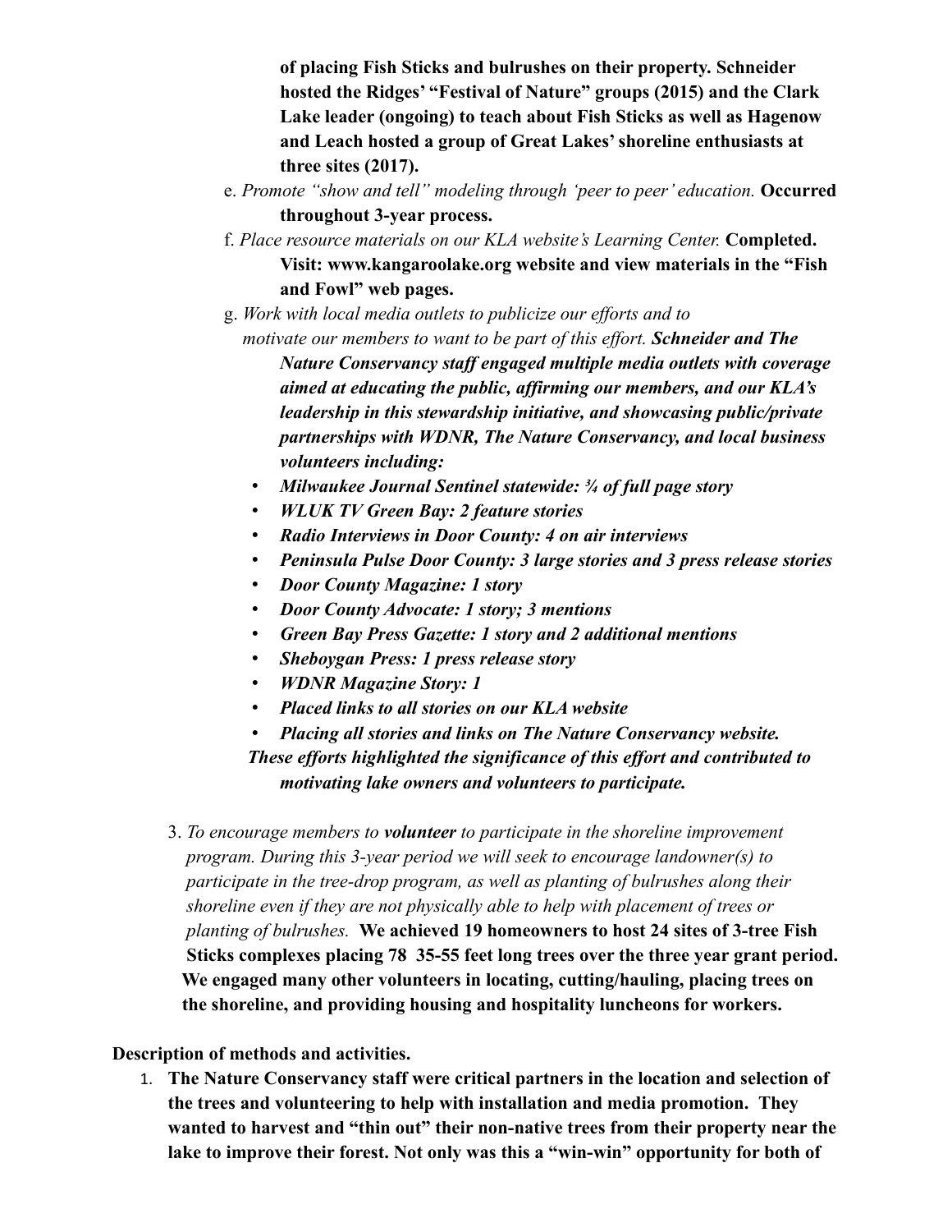**of placing Fish Sticks and bulrushes on their property. Schneider hosted the Ridges' "Festival of Nature" groups (2015) and the Clark Lake leader (ongoing) to teach about Fish Sticks as well as Hagenow and Leach hosted a group of Great Lakes' shoreline enthusiasts at three sites (2017).**

e. *Promote "show and tell" modeling through 'peer to peer' education.* **Occurred throughout 3-year process.**

f. *Place resource materials on our KLA website's Learning Center.* **Completed. Visit: www.kangaroolake.org website and view materials in the "Fish and Fowl" web pages.**

g. *Work with local media outlets to publicize our efforts and to motivate our members to want to be part of this effort.* ***Schneider and The Nature Conservancy staff engaged multiple media outlets with coverage aimed at educating the public, affirming our members, and our KLA's leadership in this stewardship initiative, and showcasing public/private partnerships with WDNR, The Nature Conservancy, and local business volunteers including:***

- ***Milwaukee Journal Sentinel statewide: ¾ of full page story***
- ***WLUK TV Green Bay: 2 feature stories***
- ***Radio Interviews in Door County: 4 on air interviews***
- ***Peninsula Pulse Door County: 3 large stories and 3 press release stories***
- ***Door County Magazine: 1 story***
- ***Door County Advocate: 1 story; 3 mentions***
- ***Green Bay Press Gazette: 1 story and 2 additional mentions***
- ***Sheboygan Press: 1 press release story***
- ***WDNR Magazine Story: 1***
- ***Placed links to all stories on our KLA website***
- ***Placing all stories and links on The Nature Conservancy website.***

***These efforts highlighted the significance of this effort and contributed to motivating lake owners and volunteers to participate.***

3. *To encourage members to **volunteer** to participate in the shoreline improvement program. During this 3-year period we will seek to encourage landowner(s) to participate in the tree-drop program, as well as planting of bulrushes along their shoreline even if they are not physically able to help with placement of trees or planting of bulrushes.* **We achieved 19 homeowners to host 24 sites of 3-tree Fish Sticks complexes placing 78 35-55 feet long trees over the three year grant period. We engaged many other volunteers in locating, cutting/hauling, placing trees on the shoreline, and providing housing and hospitality luncheons for workers.**

**Description of methods and activities.**

1. **The Nature Conservancy staff were critical partners in the location and selection of the trees and volunteering to help with installation and media promotion. They wanted to harvest and "thin out" their non-native trees from their property near the lake to improve their forest. Not only was this a "win-win" opportunity for both of**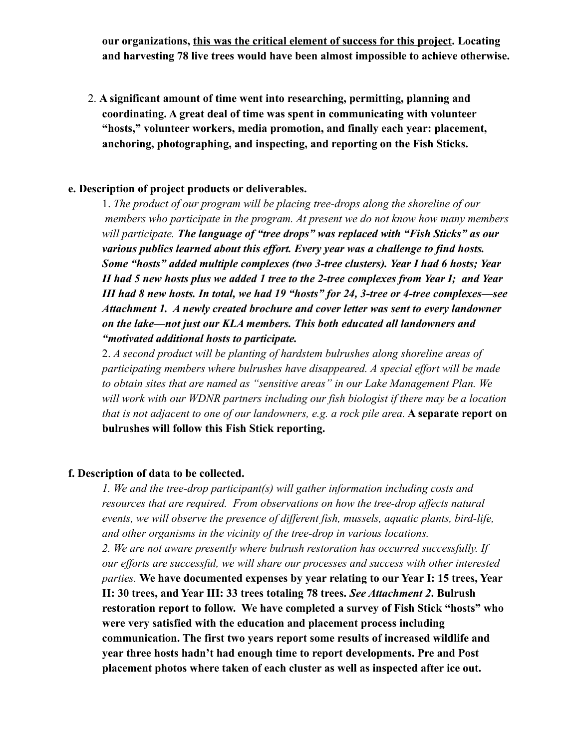**our organizations, <u>this was the critical element of success for this project</u>. Locating and harvesting 78 live trees would have been almost impossible to achieve otherwise.**

2. **A significant amount of time went into researching, permitting, planning and coordinating. A great deal of time was spent in communicating with volunteer "hosts," volunteer workers, media promotion, and finally each year: placement, anchoring, photographing, and inspecting, and reporting on the Fish Sticks.**

**e. Description of project products or deliverables.**

1. *The product of our program will be placing tree-drops along the shoreline of our members who participate in the program. At present we do not know how many members will participate.* ***The language of "tree drops" was replaced with "Fish Sticks" as our various publics learned about this effort. Every year was a challenge to find hosts. Some "hosts" added multiple complexes (two 3-tree clusters). Year I had 6 hosts; Year II had 5 new hosts plus we added 1 tree to the 2-tree complexes from Year I; and Year III had 8 new hosts. In total, we had 19 "hosts" for 24, 3-tree or 4-tree complexes—see Attachment 1. A newly created brochure and cover letter was sent to every landowner on the lake—not just our KLA members. This both educated all landowners and "motivated additional hosts to participate.***

2. *A second product will be planting of hardstem bulrushes along shoreline areas of participating members where bulrushes have disappeared. A special effort will be made to obtain sites that are named as "sensitive areas" in our Lake Management Plan. We will work with our WDNR partners including our fish biologist if there may be a location that is not adjacent to one of our landowners, e.g. a rock pile area.* **A separate report on bulrushes will follow this Fish Stick reporting.**

**f. Description of data to be collected.**

*1. We and the tree-drop participant(s) will gather information including costs and resources that are required. From observations on how the tree-drop affects natural events, we will observe the presence of different fish, mussels, aquatic plants, bird-life, and other organisms in the vicinity of the tree-drop in various locations.*

*2. We are not aware presently where bulrush restoration has occurred successfully. If our efforts are successful, we will share our processes and success with other interested parties.* **We have documented expenses by year relating to our Year I: 15 trees, Year II: 30 trees, and Year III: 33 trees totaling 78 trees.** ***See Attachment 2*****. Bulrush restoration report to follow. We have completed a survey of Fish Stick "hosts" who were very satisfied with the education and placement process including communication. The first two years report some results of increased wildlife and year three hosts hadn't had enough time to report developments. Pre and Post placement photos where taken of each cluster as well as inspected after ice out.**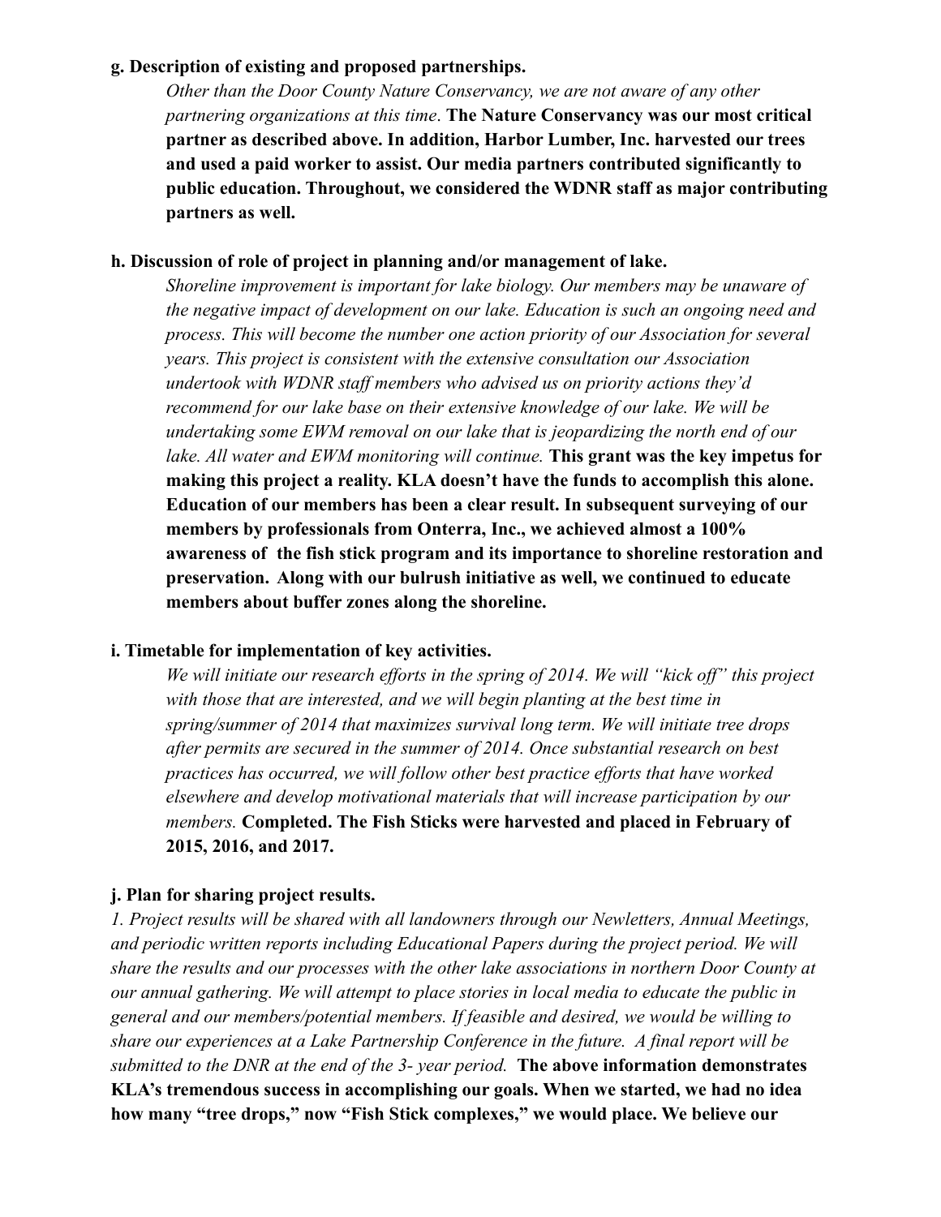**g. Description of existing and proposed partnerships.**

*Other than the Door County Nature Conservancy, we are not aware of any other partnering organizations at this time*. **The Nature Conservancy was our most critical partner as described above. In addition, Harbor Lumber, Inc. harvested our trees and used a paid worker to assist. Our media partners contributed significantly to public education. Throughout, we considered the WDNR staff as major contributing partners as well.**

**h. Discussion of role of project in planning and/or management of lake.**

*Shoreline improvement is important for lake biology. Our members may be unaware of the negative impact of development on our lake. Education is such an ongoing need and process. This will become the number one action priority of our Association for several years. This project is consistent with the extensive consultation our Association undertook with WDNR staff members who advised us on priority actions they'd recommend for our lake base on their extensive knowledge of our lake. We will be undertaking some EWM removal on our lake that is jeopardizing the north end of our lake. All water and EWM monitoring will continue.* **This grant was the key impetus for making this project a reality. KLA doesn't have the funds to accomplish this alone. Education of our members has been a clear result. In subsequent surveying of our members by professionals from Onterra, Inc., we achieved almost a 100% awareness of the fish stick program and its importance to shoreline restoration and preservation. Along with our bulrush initiative as well, we continued to educate members about buffer zones along the shoreline.**

**i. Timetable for implementation of key activities.**

*We will initiate our research efforts in the spring of 2014. We will "kick off" this project with those that are interested, and we will begin planting at the best time in spring/summer of 2014 that maximizes survival long term. We will initiate tree drops after permits are secured in the summer of 2014. Once substantial research on best practices has occurred, we will follow other best practice efforts that have worked elsewhere and develop motivational materials that will increase participation by our members.* **Completed. The Fish Sticks were harvested and placed in February of 2015, 2016, and 2017.**

**j. Plan for sharing project results.**

*1. Project results will be shared with all landowners through our Newletters, Annual Meetings, and periodic written reports including Educational Papers during the project period. We will share the results and our processes with the other lake associations in northern Door County at our annual gathering. We will attempt to place stories in local media to educate the public in general and our members/potential members. If feasible and desired, we would be willing to share our experiences at a Lake Partnership Conference in the future. A final report will be submitted to the DNR at the end of the 3- year period.* **The above information demonstrates KLA's tremendous success in accomplishing our goals. When we started, we had no idea how many "tree drops," now "Fish Stick complexes," we would place. We believe our**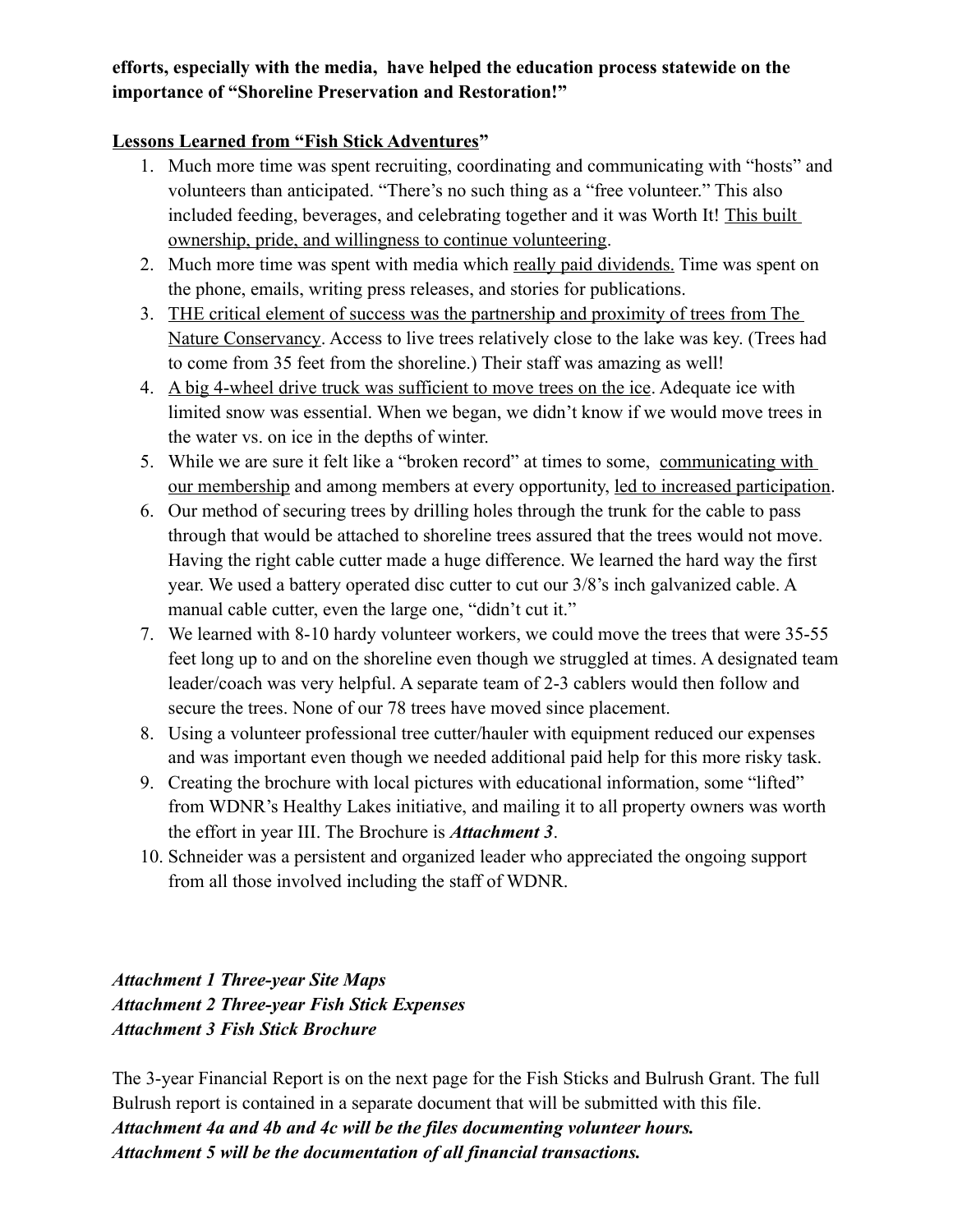**efforts, especially with the media, have helped the education process statewide on the importance of "Shoreline Preservation and Restoration!"**

**<u>Lessons Learned from "Fish Stick Adventures</u>"**

1. Much more time was spent recruiting, coordinating and communicating with "hosts" and volunteers than anticipated. "There's no such thing as a "free volunteer." This also included feeding, beverages, and celebrating together and it was Worth It! <u>This built ownership, pride, and willingness to continue volunteering</u>.
2. Much more time was spent with media which <u>really paid dividends.</u> Time was spent on the phone, emails, writing press releases, and stories for publications.
3. <u>THE critical element of success was the partnership and proximity of trees from The Nature Conservancy</u>. Access to live trees relatively close to the lake was key. (Trees had to come from 35 feet from the shoreline.) Their staff was amazing as well!
4. <u>A big 4-wheel drive truck was sufficient to move trees on the ice</u>. Adequate ice with limited snow was essential. When we began, we didn't know if we would move trees in the water vs. on ice in the depths of winter.
5. While we are sure it felt like a "broken record" at times to some, <u>communicating with our membership</u> and among members at every opportunity, <u>led to increased participation</u>.
6. Our method of securing trees by drilling holes through the trunk for the cable to pass through that would be attached to shoreline trees assured that the trees would not move. Having the right cable cutter made a huge difference. We learned the hard way the first year. We used a battery operated disc cutter to cut our 3/8's inch galvanized cable. A manual cable cutter, even the large one, "didn't cut it."
7. We learned with 8-10 hardy volunteer workers, we could move the trees that were 35-55 feet long up to and on the shoreline even though we struggled at times. A designated team leader/coach was very helpful. A separate team of 2-3 cablers would then follow and secure the trees. None of our 78 trees have moved since placement.
8. Using a volunteer professional tree cutter/hauler with equipment reduced our expenses and was important even though we needed additional paid help for this more risky task.
9. Creating the brochure with local pictures with educational information, some "lifted" from WDNR's Healthy Lakes initiative, and mailing it to all property owners was worth the effort in year III. The Brochure is ***Attachment 3***.
10. Schneider was a persistent and organized leader who appreciated the ongoing support from all those involved including the staff of WDNR.

***Attachment 1 Three-year Site Maps***
***Attachment 2 Three-year Fish Stick Expenses***
***Attachment 3 Fish Stick Brochure***

The 3-year Financial Report is on the next page for the Fish Sticks and Bulrush Grant. The full Bulrush report is contained in a separate document that will be submitted with this file.
***Attachment 4a and 4b and 4c will be the files documenting volunteer hours.***
***Attachment 5 will be the documentation of all financial transactions.***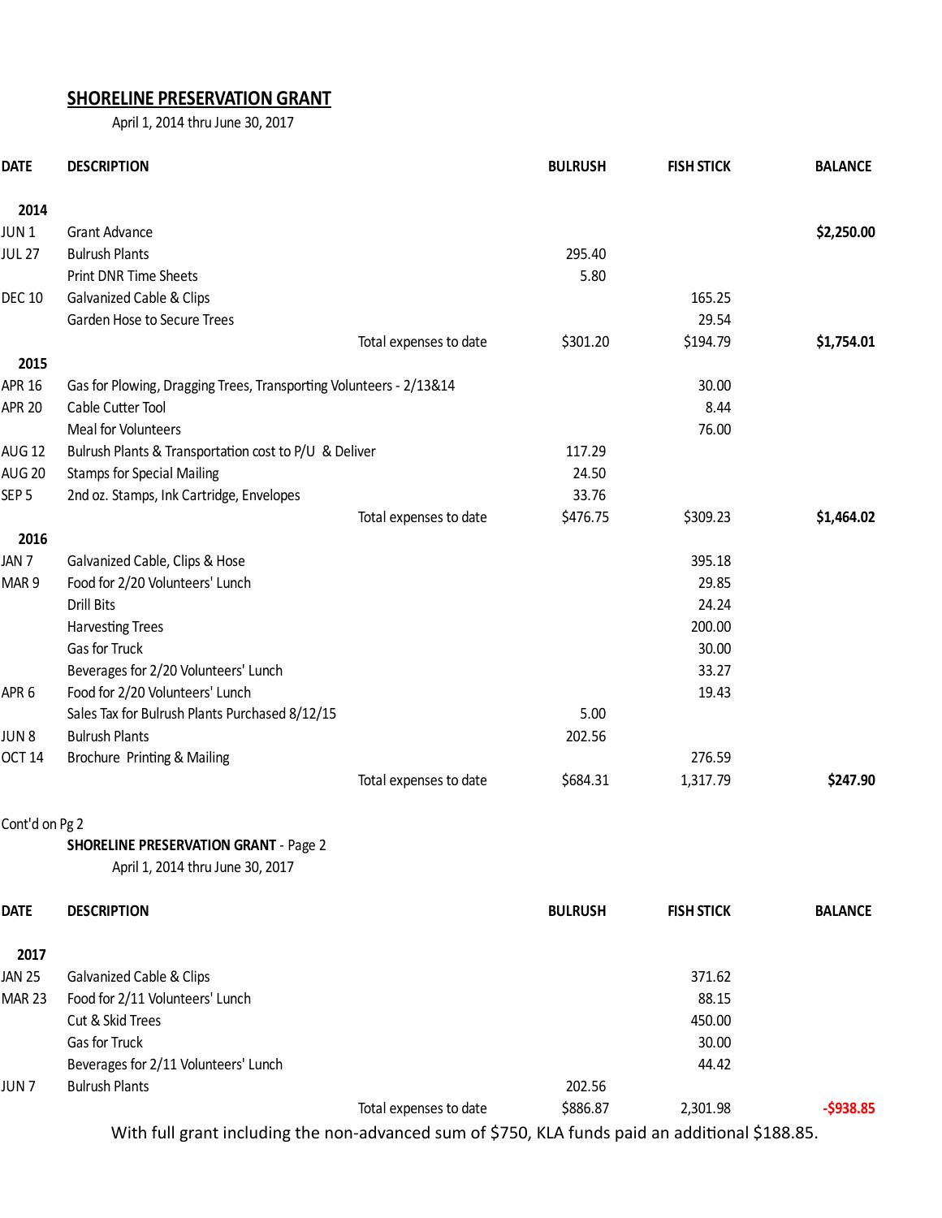## SHORELINE PRESERVATION GRANT

April 1, 2014 thru June 30, 2017

| DATE | DESCRIPTION | | BULRUSH | FISH STICK | BALANCE |
|---|---|---|---|---|---|
| **2014** | | | | | |
| JUN 1 | Grant Advance | | | | **$2,250.00** |
| JUL 27 | Bulrush Plants | | 295.40 | | |
| | Print DNR Time Sheets | | 5.80 | | |
| DEC 10 | Galvanized Cable & Clips | | | 165.25 | |
| | Garden Hose to Secure Trees | | | 29.54 | |
| | | Total expenses to date | $301.20 | $194.79 | **$1,754.01** |
| **2015** | | | | | |
| APR 16 | Gas for Plowing, Dragging Trees, Transporting Volunteers - 2/13&14 | | | 30.00 | |
| APR 20 | Cable Cutter Tool | | | 8.44 | |
| | Meal for Volunteers | | | 76.00 | |
| AUG 12 | Bulrush Plants & Transportation cost to P/U & Deliver | | 117.29 | | |
| AUG 20 | Stamps for Special Mailing | | 24.50 | | |
| SEP 5 | 2nd oz. Stamps, Ink Cartridge, Envelopes | | 33.76 | | |
| | | Total expenses to date | $476.75 | $309.23 | **$1,464.02** |
| **2016** | | | | | |
| JAN 7 | Galvanized Cable, Clips & Hose | | | 395.18 | |
| MAR 9 | Food for 2/20 Volunteers' Lunch | | | 29.85 | |
| | Drill Bits | | | 24.24 | |
| | Harvesting Trees | | | 200.00 | |
| | Gas for Truck | | | 30.00 | |
| | Beverages for 2/20 Volunteers' Lunch | | | 33.27 | |
| APR 6 | Food for 2/20 Volunteers' Lunch | | | 19.43 | |
| | Sales Tax for Bulrush Plants Purchased 8/12/15 | | 5.00 | | |
| JUN 8 | Bulrush Plants | | 202.56 | | |
| OCT 14 | Brochure Printing & Mailing | | | 276.59 | |
| | | Total expenses to date | $684.31 | 1,317.79 | **$247.90** |

Cont'd on Pg 2

**SHORELINE PRESERVATION GRANT** - Page 2

April 1, 2014 thru June 30, 2017

| DATE | DESCRIPTION | | BULRUSH | FISH STICK | BALANCE |
|---|---|---|---|---|---|
| **2017** | | | | | |
| JAN 25 | Galvanized Cable & Clips | | | 371.62 | |
| MAR 23 | Food for 2/11 Volunteers' Lunch | | | 88.15 | |
| | Cut & Skid Trees | | | 450.00 | |
| | Gas for Truck | | | 30.00 | |
| | Beverages for 2/11 Volunteers' Lunch | | | 44.42 | |
| JUN 7 | Bulrush Plants | | 202.56 | | |
| | | Total expenses to date | $886.87 | 2,301.98 | **-$938.85** |

With full grant including the non-advanced sum of $750, KLA funds paid an additional $188.85.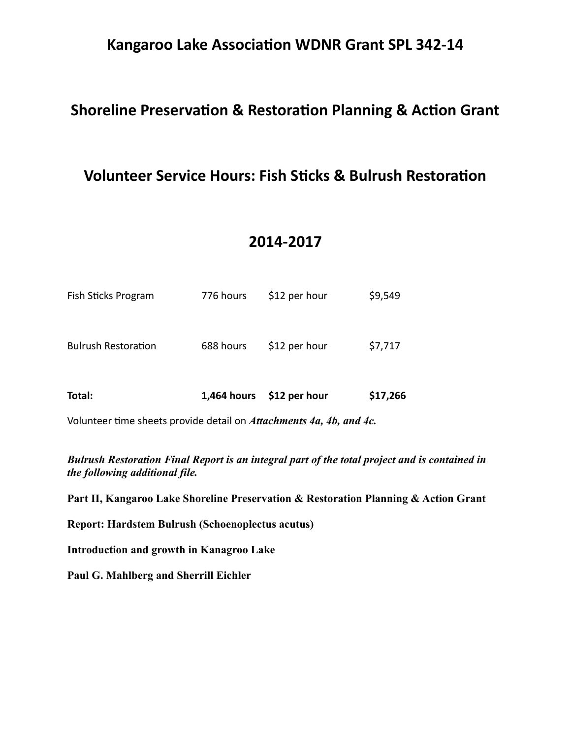# Kangaroo Lake Association WDNR Grant SPL 342-14

## Shoreline Preservation & Restoration Planning & Action Grant

## Volunteer Service Hours: Fish Sticks & Bulrush Restoration

## 2014-2017

| | | | |
|---|---|---|---|
| Fish Sticks Program | 776 hours | $12 per hour | $9,549 |
| Bulrush Restoration | 688 hours | $12 per hour | $7,717 |
| **Total:** | **1,464 hours** | **$12 per hour** | **$17,266** |

Volunteer time sheets provide detail on ***Attachments 4a, 4b, and 4c.***

***Bulrush Restoration Final Report is an integral part of the total project and is contained in the following additional file.***

**Part II, Kangaroo Lake Shoreline Preservation & Restoration Planning & Action Grant**

**Report: Hardstem Bulrush (Schoenoplectus acutus)**

**Introduction and growth in Kanagroo Lake**

**Paul G. Mahlberg and Sherrill Eichler**